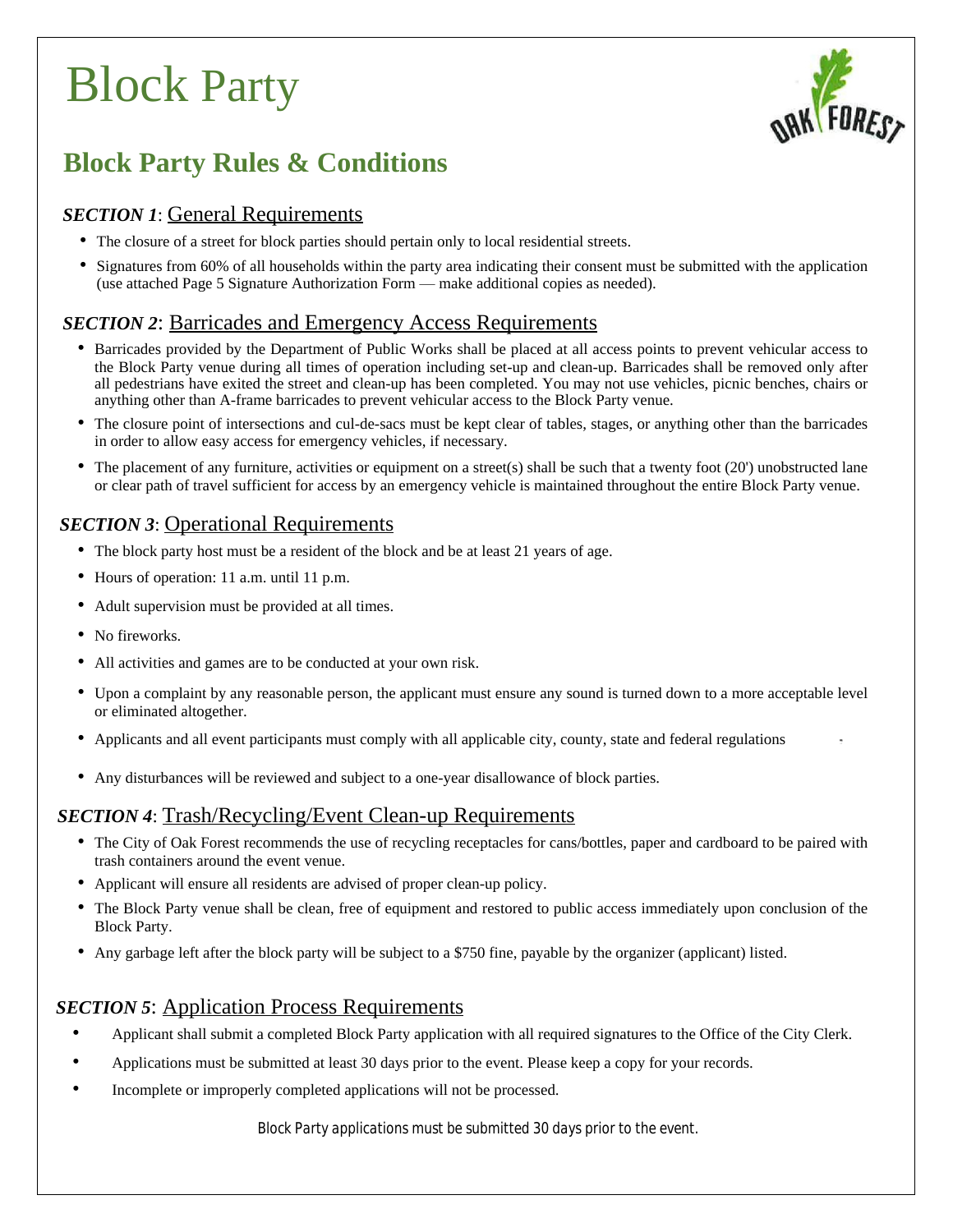# Block Party

## Block Party Rules & Conditions

### *SECTION 1*: General Requirements

- The closure of a street for block parties should pertain only to local residential streets.
- Signatures from 60% of all households within the party area indicating their consent must be submitted with the application (use attached Page 5 Signature Authorization Form — make additional copies as needed).

### *SECTION 2*: Barricades and Emergency Access Requirements

- Barricades provided by the Department of Public Works shall be placed at all access points to prevent vehicular access to the Block Party venue during all times of operation including set-up and clean-up. Barricades shall be removed only after all pedestrians have exited the street and clean-up has been completed. You may not use vehicles, picnic benches, chairs or anything other than A-frame barricades to prevent vehicular access to the Block Party venue.
- The closure point of intersections and cul-de-sacs must be kept clear of tables, stages, or anything other than the barricades in order to allow easy access for emergency vehicles, if necessary.
- The placement of any furniture, activities or equipment on a street(s) shall be such that a twenty foot (20') unobstructed lane or clear path of travel sufficient for access by an emergency vehicle is maintained throughout the entire Block Party venue.

### *SECTION 3*: Operational Requirements

- The block party host must be a resident of the block and be at least 21 years of age.
- Hours of operation: 11 a.m. until 11 p.m.
- Adult supervision must be provided at all times.
- No fireworks.
- All activities and games are to be conducted at your own risk.
- Upon a complaint by any reasonable person, the applicant must ensure any sound is turned down to a more acceptable level or eliminated altogether.
- Applicants and all event participants must comply with all applicable city, county, state and federal regulations
- Any disturbances will be reviewed and subject to a one-year disallowance of block parties.

### *SECTION 4*: Trash/Recycling/Event Clean-up Requirements

- The City of Oak Forest recommends the use of recycling receptacles for cans/bottles, paper and cardboard to be paired with trash containers around the event venue.
- Applicant will ensure all residents are advised of proper clean-up policy.
- The Block Party venue shall be clean, free of equipment and restored to public access immediately upon conclusion of the Block Party.
- Any garbage left after the block party will be subject to a $750 fine, payable by the organizer (applicant) listed.

### *SECTION 5*: Application Process Requirements

- Applicant shall submit a completed Block Party application with all required signatures to the Office of the City Clerk.
- Applications must be submitted at least 30 days prior to the event. Please keep a copy for your records.
- Incomplete or improperly completed applications will not be processed.

*Block Party applications must be submitted 30 days prior to the event.*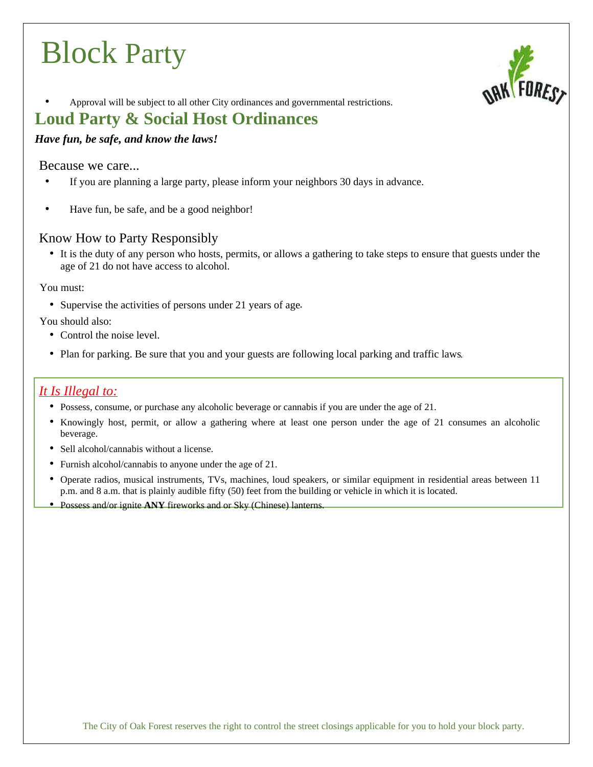# Block Party

- Approval will be subject to all other City ordinances and governmental restrictions.

## Loud Party & Social Host Ordinances

***Have fun, be safe, and know the laws!***

### Because we care...

- If you are planning a large party, please inform your neighbors 30 days in advance.
- Have fun, be safe, and be a good neighbor!

### Know How to Party Responsibly

- It is the duty of any person who hosts, permits, or allows a gathering to take steps to ensure that guests under the age of 21 do not have access to alcohol.

You must:

- Supervise the activities of persons under 21 years of age.

You should also:

- Control the noise level.
- Plan for parking. Be sure that you and your guests are following local parking and traffic laws.

*It Is Illegal to:*

- Possess, consume, or purchase any alcoholic beverage or cannabis if you are under the age of 21.
- Knowingly host, permit, or allow a gathering where at least one person under the age of 21 consumes an alcoholic beverage.
- Sell alcohol/cannabis without a license.
- Furnish alcohol/cannabis to anyone under the age of 21.
- Operate radios, musical instruments, TVs, machines, loud speakers, or similar equipment in residential areas between 11 p.m. and 8 a.m. that is plainly audible fifty (50) feet from the building or vehicle in which it is located.
- Possess and/or ignite **ANY** fireworks and or Sky (Chinese) lanterns.

The City of Oak Forest reserves the right to control the street closings applicable for you to hold your block party.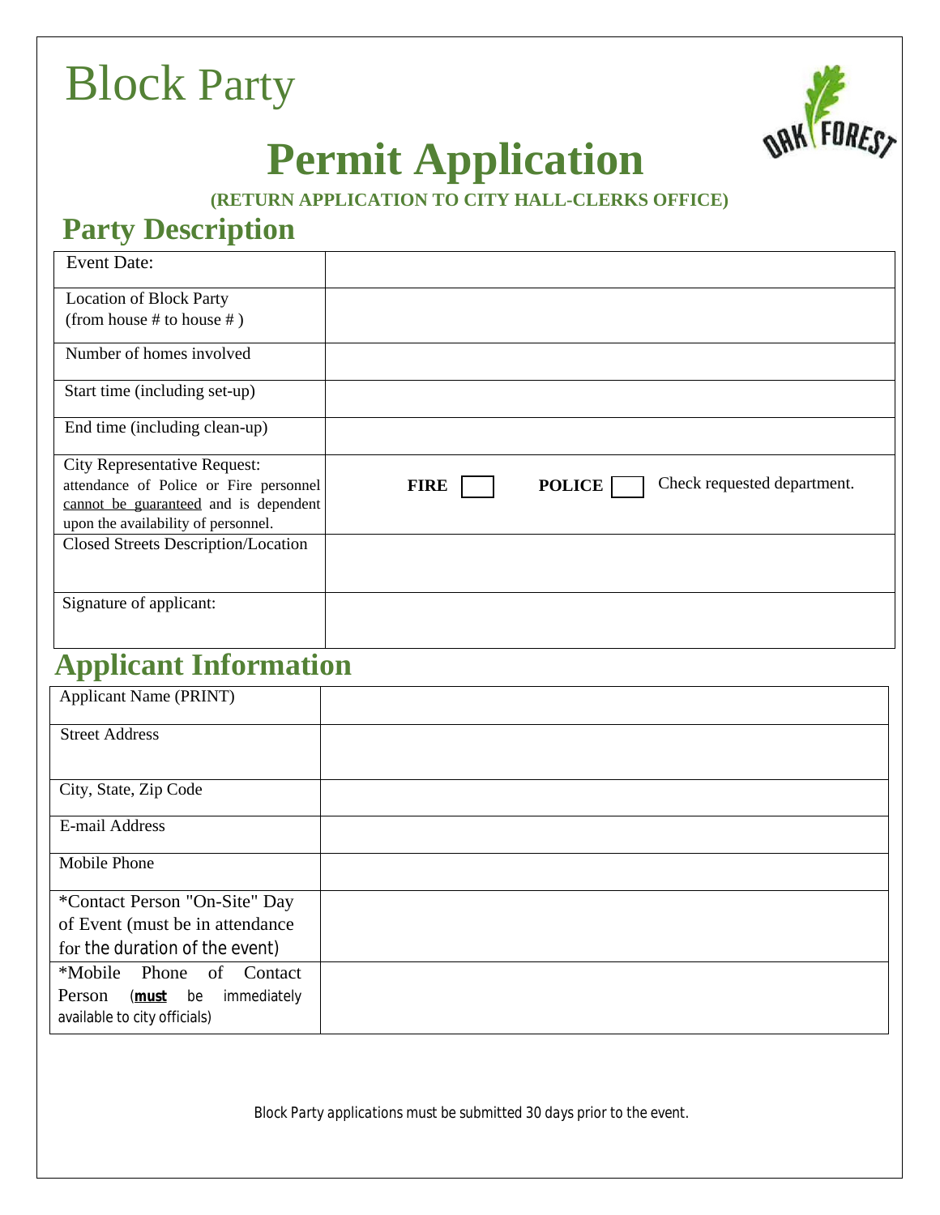# Block Party

# Permit Application

**(RETURN APPLICATION TO CITY HALL-CLERKS OFFICE)**

## Party Description

| | |
|---|---|
| Event Date: | |
| Location of Block Party (from house # to house # ) | |
| Number of homes involved | |
| Start time (including set-up) | |
| End time (including clean-up) | |
| City Representative Request: attendance of Police or Fire personnel cannot be guaranteed and is dependent upon the availability of personnel. | **FIRE** ☐ **POLICE** ☐ Check requested department. |
| Closed Streets Description/Location | |
| Signature of applicant: | |

## Applicant Information

| | |
|---|---|
| Applicant Name (PRINT) | |
| Street Address | |
| City, State, Zip Code | |
| E-mail Address | |
| Mobile Phone | |
| *Contact Person "On-Site" Day of Event (must be in attendance for the duration of the event) | |
| *Mobile Phone of Contact Person (**must** be immediately available to city officials) | |

Block Party applications must be submitted 30 days prior to the event.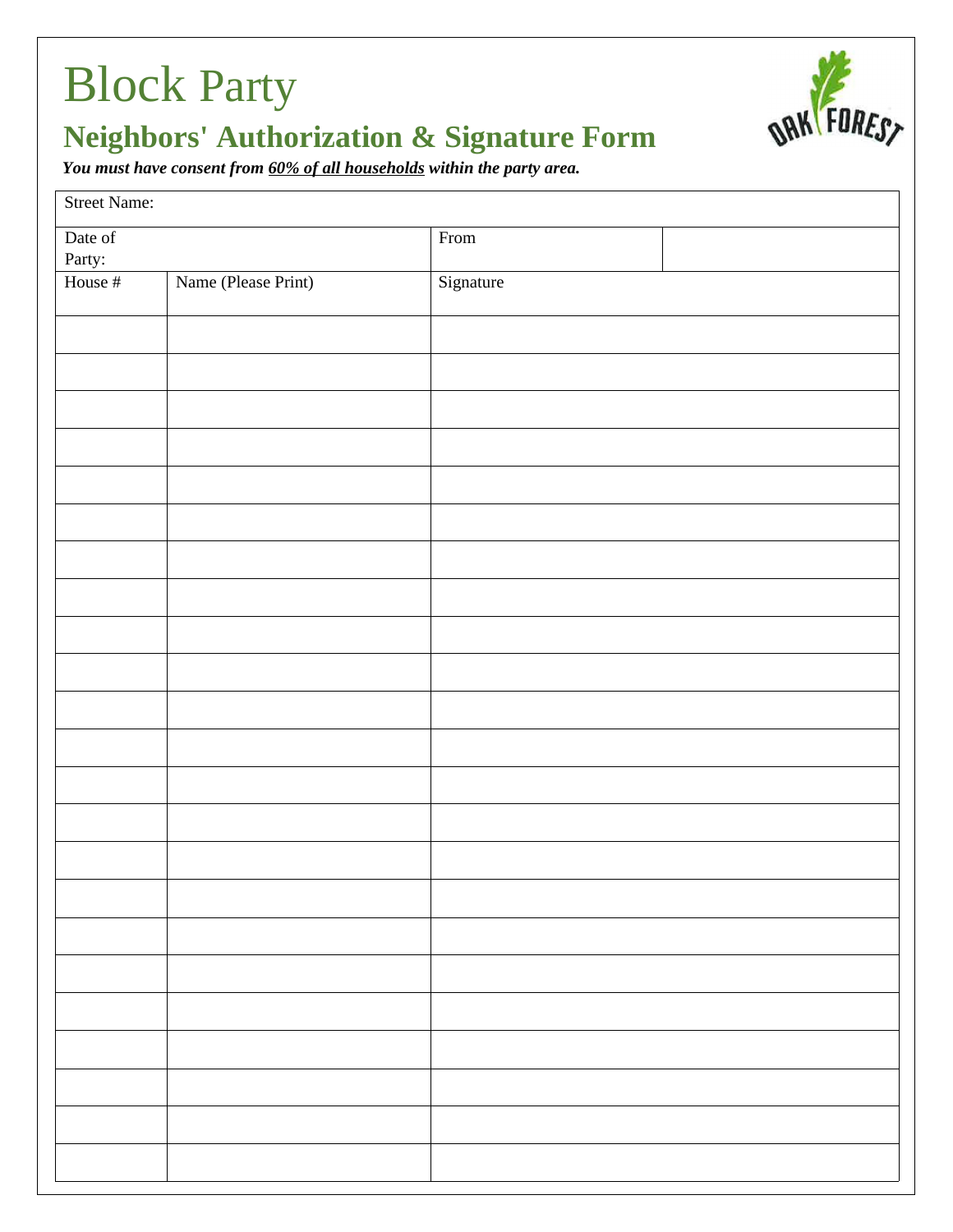# Block Party

## Neighbors' Authorization & Signature Form

***You must have consent from <u>60% of all households</u> within the party area.***

| Street Name: | | | |
|---|---|---|---|
| Date of Party: | | From | |
| House # | Name (Please Print) | Signature | |
| | | | |
| | | | |
| | | | |
| | | | |
| | | | |
| | | | |
| | | | |
| | | | |
| | | | |
| | | | |
| | | | |
| | | | |
| | | | |
| | | | |
| | | | |
| | | | |
| | | | |
| | | | |
| | | | |
| | | | |
| | | | |
| | | | |
| | | | |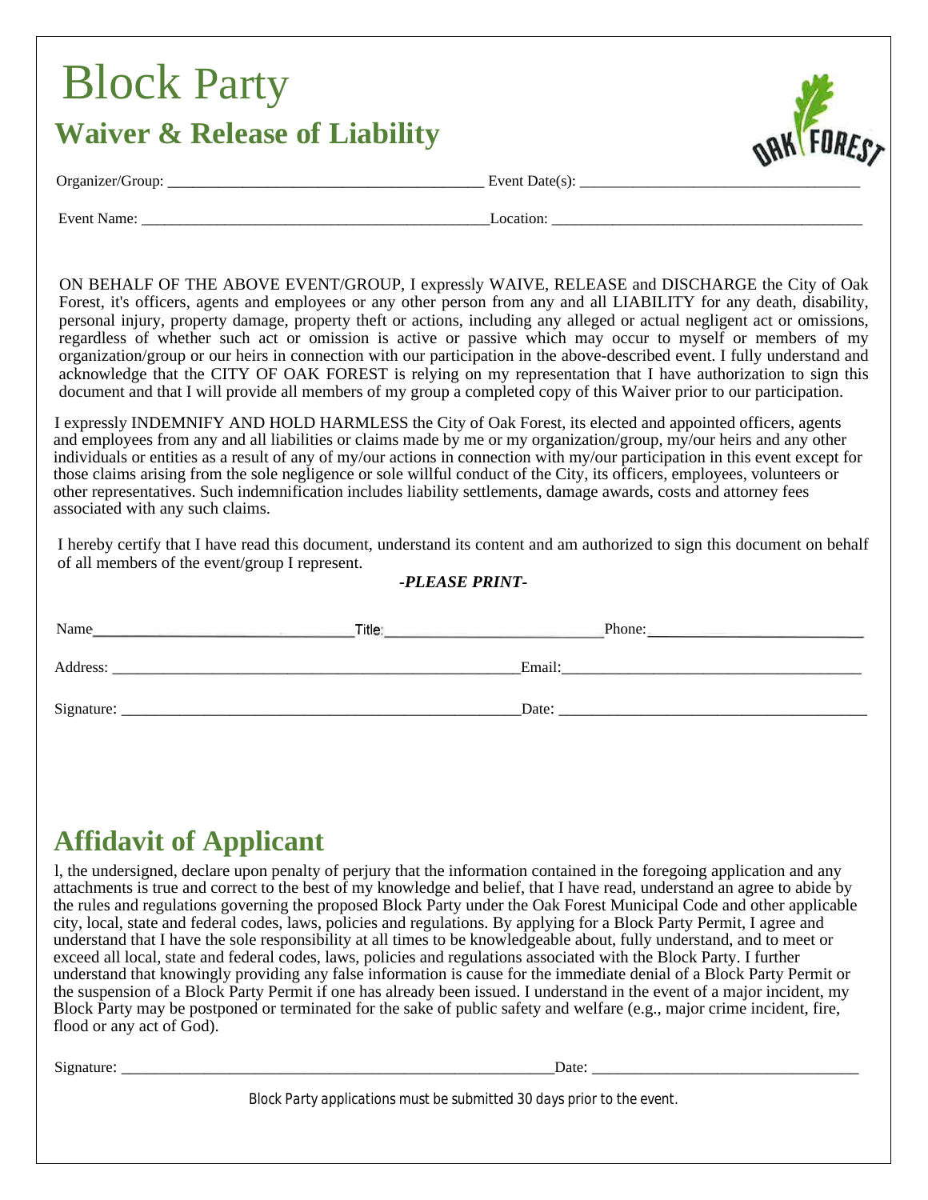# Block Party

## Waiver & Release of Liability

Organizer/Group: ________________________________________ Event Date(s): ____________________________________

Event Name: _____________________________________________ Location: ________________________________________

ON BEHALF OF THE ABOVE EVENT/GROUP, I expressly WAIVE, RELEASE and DISCHARGE the City of Oak Forest, it's officers, agents and employees or any other person from any and all LIABILITY for any death, disability, personal injury, property damage, property theft or actions, including any alleged or actual negligent act or omissions, regardless of whether such act or omission is active or passive which may occur to myself or members of my organization/group or our heirs in connection with our participation in the above-described event. I fully understand and acknowledge that the CITY OF OAK FOREST is relying on my representation that I have authorization to sign this document and that I will provide all members of my group a completed copy of this Waiver prior to our participation.

I expressly INDEMNIFY AND HOLD HARMLESS the City of Oak Forest, its elected and appointed officers, agents and employees from any and all liabilities or claims made by me or my organization/group, my/our heirs and any other individuals or entities as a result of any of my/our actions in connection with my/our participation in this event except for those claims arising from the sole negligence or sole willful conduct of the City, its officers, employees, volunteers or other representatives. Such indemnification includes liability settlements, damage awards, costs and attorney fees associated with any such claims.

I hereby certify that I have read this document, understand its content and am authorized to sign this document on behalf of all members of the event/group I represent.

***-PLEASE PRINT-***

Name ________________________________ Title: ______________________________ Phone: ____________________________

Address: ______________________________________________________ Email: _________________________________________

Signature: ____________________________________________________ Date: __________________________________________

## Affidavit of Applicant

I, the undersigned, declare upon penalty of perjury that the information contained in the foregoing application and any attachments is true and correct to the best of my knowledge and belief, that I have read, understand an agree to abide by the rules and regulations governing the proposed Block Party under the Oak Forest Municipal Code and other applicable city, local, state and federal codes, laws, policies and regulations. By applying for a Block Party Permit, I agree and understand that I have the sole responsibility at all times to be knowledgeable about, fully understand, and to meet or exceed all local, state and federal codes, laws, policies and regulations associated with the Block Party. I further understand that knowingly providing any false information is cause for the immediate denial of a Block Party Permit or the suspension of a Block Party Permit if one has already been issued. I understand in the event of a major incident, my Block Party may be postponed or terminated for the sake of public safety and welfare (e.g., major crime incident, fire, flood or any act of God).

Signature: __________________________________________________________ Date: ___________________________________

Block Party applications must be submitted 30 days prior to the event.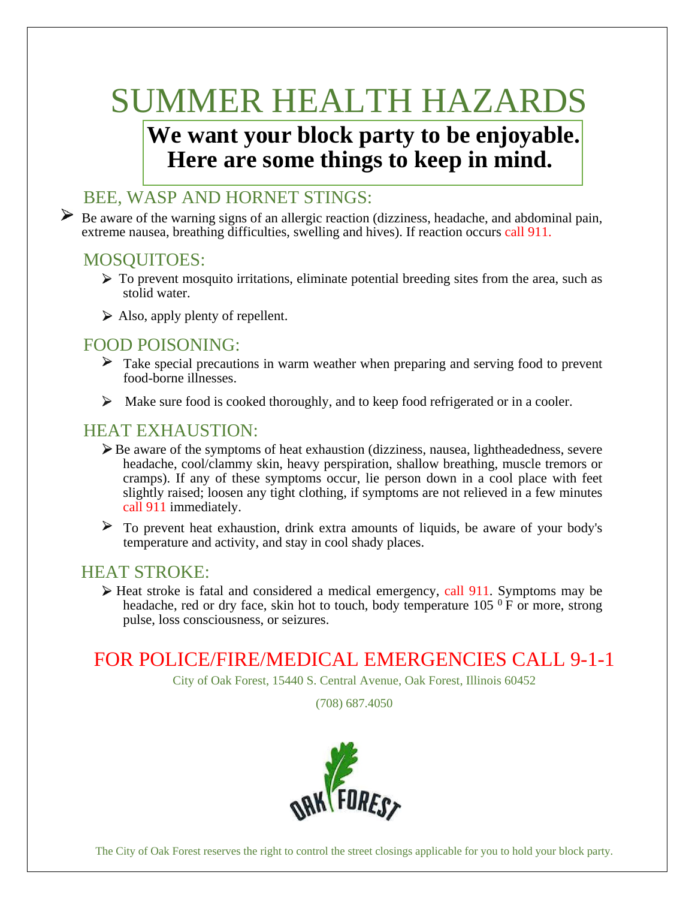# SUMMER HEALTH HAZARDS

**We want your block party to be enjoyable.**
**Here are some things to keep in mind.**

## BEE, WASP AND HORNET STINGS:

- Be aware of the warning signs of an allergic reaction (dizziness, headache, and abdominal pain, extreme nausea, breathing difficulties, swelling and hives). If reaction occurs call 911.

## MOSQUITOES:

- To prevent mosquito irritations, eliminate potential breeding sites from the area, such as stolid water.
- Also, apply plenty of repellent.

## FOOD POISONING:

- Take special precautions in warm weather when preparing and serving food to prevent food-borne illnesses.
- Make sure food is cooked thoroughly, and to keep food refrigerated or in a cooler.

## HEAT EXHAUSTION:

- Be aware of the symptoms of heat exhaustion (dizziness, nausea, lightheadedness, severe headache, cool/clammy skin, heavy perspiration, shallow breathing, muscle tremors or cramps). If any of these symptoms occur, lie person down in a cool place with feet slightly raised; loosen any tight clothing, if symptoms are not relieved in a few minutes call 911 immediately.
- To prevent heat exhaustion, drink extra amounts of liquids, be aware of your body's temperature and activity, and stay in cool shady places.

## HEAT STROKE:

- Heat stroke is fatal and considered a medical emergency, call 911. Symptoms may be headache, red or dry face, skin hot to touch, body temperature 105 $^{0}$ F or more, strong pulse, loss consciousness, or seizures.

## FOR POLICE/FIRE/MEDICAL EMERGENCIES CALL 9-1-1

City of Oak Forest, 15440 S. Central Avenue, Oak Forest, Illinois 60452

(708) 687.4050

OAK FOREST

The City of Oak Forest reserves the right to control the street closings applicable for you to hold your block party.